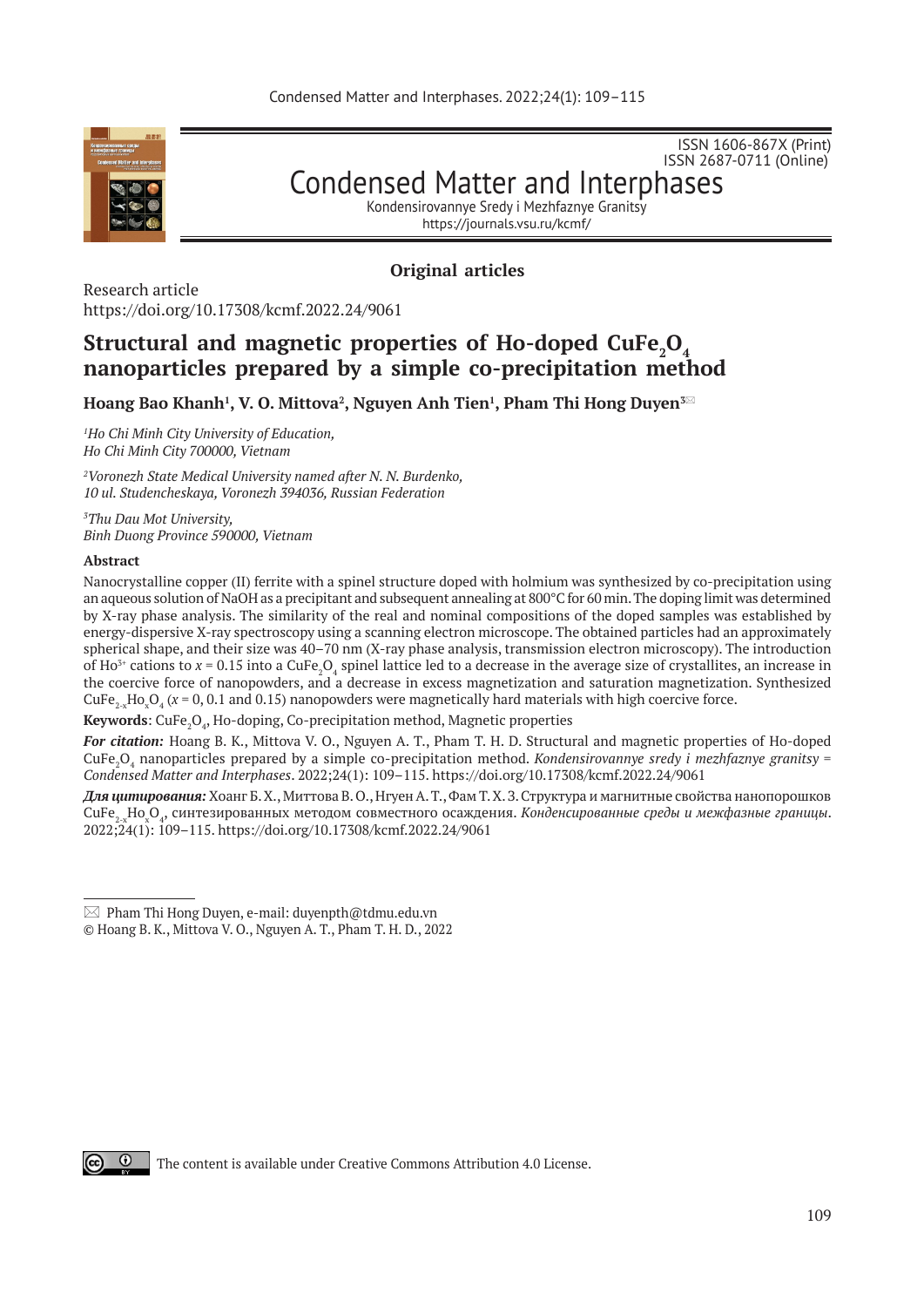ISSN 1606-867X (Print)
ISSN 2687-0711 (Online)

Condensed Matter and Interphases

Kondensirovannye Sredy i Mezhfaznye Granitsy
https://journals.vsu.ru/kcmf/

**Original articles**

Research article
https://doi.org/10.17308/kcmf.2022.24/9061

# Structural and magnetic properties of Ho-doped $CuFe_2O_4$ nanoparticles prepared by a simple co-precipitation method

**Hoang Bao Khanh[1], V. O. Mittova[2], Nguyen Anh Tien[1], Pham Thi Hong Duyen[3]✉**

[1]*Ho Chi Minh City University of Education, Ho Chi Minh City 700000, Vietnam*

[2]*Voronezh State Medical University named after N. N. Burdenko, 10 ul. Studencheskaya, Voronezh 394036, Russian Federation*

[3]*Thu Dau Mot University, Binh Duong Province 590000, Vietnam*

**Abstract**

Nanocrystalline copper (II) ferrite with a spinel structure doped with holmium was synthesized by co-precipitation using an aqueous solution of NaOH as a precipitant and subsequent annealing at 800°C for 60 min. The doping limit was determined by X-ray phase analysis. The similarity of the real and nominal compositions of the doped samples was established by energy-dispersive X-ray spectroscopy using a scanning electron microscope. The obtained particles had an approximately spherical shape, and their size was 40–70 nm (X-ray phase analysis, transmission electron microscopy). The introduction of $Ho^{3+}$ cations to $x = 0.15$ into a $CuFe_2O_4$ spinel lattice led to a decrease in the average size of crystallites, an increase in the coercive force of nanopowders, and a decrease in excess magnetization and saturation magnetization. Synthesized $CuFe_{2-x}Ho_xO_4$ ($x = 0$, 0.1 and 0.15) nanopowders were magnetically hard materials with high coercive force.

**Keywords**: $CuFe_2O_4$, Ho-doping, Co-precipitation method, Magnetic properties

***For citation:*** Hoang B. K., Mittova V. O., Nguyen A. T., Pham T. H. D. Structural and magnetic properties of Ho-doped $CuFe_2O_4$ nanoparticles prepared by a simple co-precipitation method. *Kondensirovannye sredy i mezhfaznye granitsy = Condensed Matter and Interphases*. 2022;24(1): 109–115. https://doi.org/10.17308/kcmf.2022.24/9061

***Для цитирования:*** Хоанг Б. Х., Миттова В. О., Нгуен А. Т., Фам Т. Х. З. Структура и магнитные свойства нанопорошков $CuFe_{2-x}Ho_xO_4$, синтезированных методом совместного осаждения. *Конденсированные среды и межфазные границы*. 2022;24(1): 109–115. https://doi.org/10.17308/kcmf.2022.24/9061

---

✉ Pham Thi Hong Duyen, e-mail: duyenpth@tdmu.edu.vn

© Hoang B. K., Mittova V. O., Nguyen A. T., Pham T. H. D., 2022

The content is available under Creative Commons Attribution 4.0 License.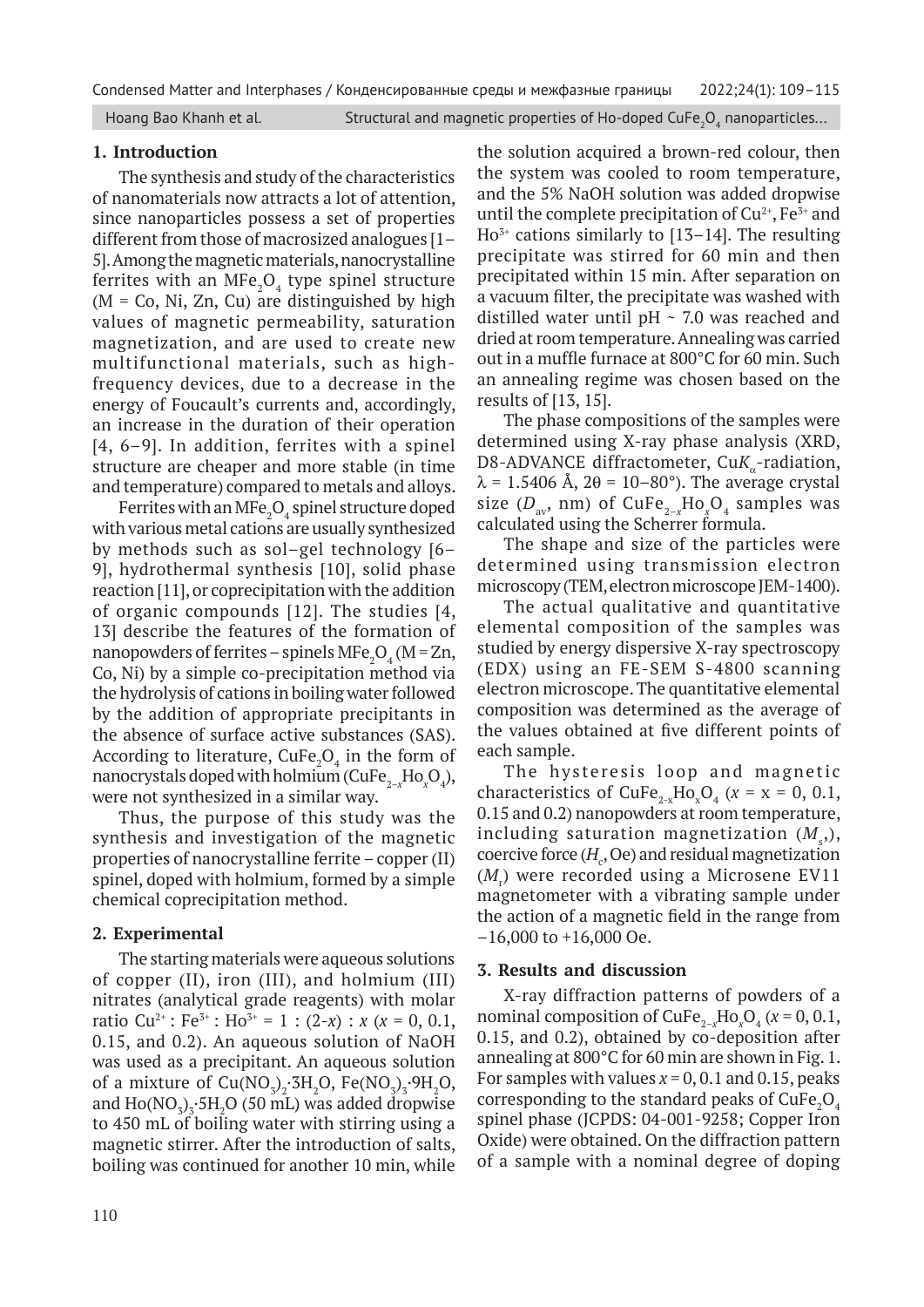## 1. Introduction

The synthesis and study of the characteristics of nanomaterials now attracts a lot of attention, since nanoparticles possess a set of properties different from those of macrosized analogues [1–5]. Among the magnetic materials, nanocrystalline ferrites with an $MFe_2O_4$ type spinel structure (M = Co, Ni, Zn, Cu) are distinguished by high values of magnetic permeability, saturation magnetization, and are used to create new multifunctional materials, such as high-frequency devices, due to a decrease in the energy of Foucault's currents and, accordingly, an increase in the duration of their operation [4, 6–9]. In addition, ferrites with a spinel structure are cheaper and more stable (in time and temperature) compared to metals and alloys.

Ferrites with an $MFe_2O_4$ spinel structure doped with various metal cations are usually synthesized by methods such as sol–gel technology [6–9], hydrothermal synthesis [10], solid phase reaction [11], or coprecipitation with the addition of organic compounds [12]. The studies [4, 13] describe the features of the formation of nanopowders of ferrites – spinels $MFe_2O_4$ (M = Zn, Co, Ni) by a simple co-precipitation method via the hydrolysis of cations in boiling water followed by the addition of appropriate precipitants in the absence of surface active substances (SAS). According to literature, $CuFe_2O_4$ in the form of nanocrystals doped with holmium ($CuFe_{2-x}Ho_xO_4$), were not synthesized in a similar way.

Thus, the purpose of this study was the synthesis and investigation of the magnetic properties of nanocrystalline ferrite – copper (II) spinel, doped with holmium, formed by a simple chemical coprecipitation method.

## 2. Experimental

The starting materials were aqueous solutions of copper (II), iron (III), and holmium (III) nitrates (analytical grade reagents) with molar ratio $Cu^{2+} : Fe^{3+} : Ho^{3+} = 1 : (2\text{-}x) : x$ ($x$ = 0, 0.1, 0.15, and 0.2). An aqueous solution of NaOH was used as a precipitant. An aqueous solution of a mixture of $Cu(NO_3)_2{\cdot}3H_2O$, $Fe(NO_3)_3{\cdot}9H_2O$, and $Ho(NO_3)_3{\cdot}5H_2O$ (50 mL) was added dropwise to 450 mL of boiling water with stirring using a magnetic stirrer. After the introduction of salts, boiling was continued for another 10 min, while the solution acquired a brown-red colour, then the system was cooled to room temperature, and the 5% NaOH solution was added dropwise until the complete precipitation of $Cu^{2+}$, $Fe^{3+}$ and $Ho^{3+}$ cations similarly to [13–14]. The resulting precipitate was stirred for 60 min and then precipitated within 15 min. After separation on a vacuum filter, the precipitate was washed with distilled water until pH ~ 7.0 was reached and dried at room temperature. Annealing was carried out in a muffle furnace at 800°C for 60 min. Such an annealing regime was chosen based on the results of [13, 15].

The phase compositions of the samples were determined using X-ray phase analysis (XRD, D8-ADVANCE diffractometer, $CuK_\alpha$-radiation, $\lambda$ = 1.5406 Å, $2\theta$ = 10–80°). The average crystal size ($D_{av}$, nm) of $CuFe_{2-x}Ho_xO_4$ samples was calculated using the Scherrer formula.

The shape and size of the particles were determined using transmission electron microscopy (TEM, electron microscope JEM-1400).

The actual qualitative and quantitative elemental composition of the samples was studied by energy dispersive X-ray spectroscopy (EDX) using an FE-SEM S-4800 scanning electron microscope. The quantitative elemental composition was determined as the average of the values obtained at five different points of each sample.

The hysteresis loop and magnetic characteristics of $CuFe_{2-x}Ho_xO_4$ ($x$ = x = 0, 0.1, 0.15 and 0.2) nanopowders at room temperature, including saturation magnetization ($M_s$,), coercive force ($H_c$, Oe) and residual magnetization ($M_r$) were recorded using a Microsene EV11 magnetometer with a vibrating sample under the action of a magnetic field in the range from −16,000 to +16,000 Oe.

## 3. Results and discussion

X-ray diffraction patterns of powders of a nominal composition of $CuFe_{2-x}Ho_xO_4$ ($x$ = 0, 0.1, 0.15, and 0.2), obtained by co-deposition after annealing at 800°C for 60 min are shown in Fig. 1. For samples with values $x$ = 0, 0.1 and 0.15, peaks corresponding to the standard peaks of $CuFe_2O_4$ spinel phase (JCPDS: 04-001-9258; Copper Iron Oxide) were obtained. On the diffraction pattern of a sample with a nominal degree of doping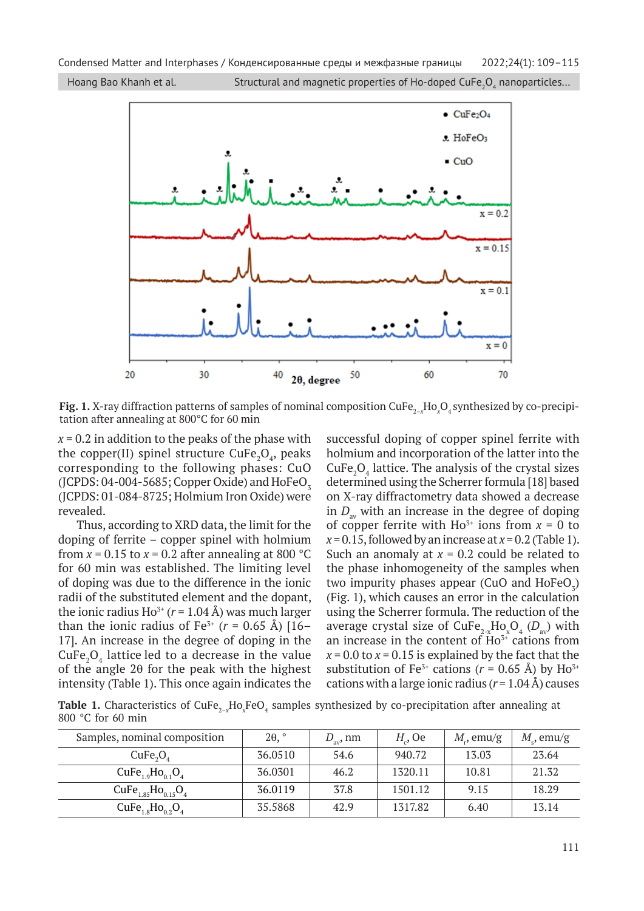**Fig. 1.** X-ray diffraction patterns of samples of nominal composition $CuFe_{2-x}Ho_xO_4$ synthesized by co-precipitation after annealing at 800°C for 60 min

$x = 0.2$ in addition to the peaks of the phase with the copper(II) spinel structure $CuFe_2O_4$, peaks corresponding to the following phases: CuO (JCPDS: 04-004-5685; Copper Oxide) and $HoFeO_3$ (JCPDS: 01-084-8725; Holmium Iron Oxide) were revealed.

Thus, according to XRD data, the limit for the doping of ferrite – copper spinel with holmium from $x = 0.15$ to $x = 0.2$ after annealing at 800 °C for 60 min was established. The limiting level of doping was due to the difference in the ionic radii of the substituted element and the dopant, the ionic radius $Ho^{3+}$ ($r = 1.04$ Å) was much larger than the ionic radius of $Fe^{3+}$ ($r = 0.65$ Å) [16–17]. An increase in the degree of doping in the $CuFe_2O_4$ lattice led to a decrease in the value of the angle 2θ for the peak with the highest intensity (Table 1). This once again indicates the successful doping of copper spinel ferrite with holmium and incorporation of the latter into the $CuFe_2O_4$ lattice. The analysis of the crystal sizes determined using the Scherrer formula [18] based on X-ray diffractometry data showed a decrease in $D_{av}$ with an increase in the degree of doping of copper ferrite with $Ho^{3+}$ ions from $x = 0$ to $x = 0.15$, followed by an increase at $x = 0.2$ (Table 1). Such an anomaly at $x = 0.2$ could be related to the phase inhomogeneity of the samples when two impurity phases appear (CuO and $HoFeO_3$) (Fig. 1), which causes an error in the calculation using the Scherrer formula. The reduction of the average crystal size of $CuFe_{2-x}Ho_xO_4$ ($D_{av}$) with an increase in the content of $Ho^{3+}$ cations from $x = 0.0$ to $x = 0.15$ is explained by the fact that the substitution of $Fe^{3+}$ cations ($r = 0.65$ Å) by $Ho^{3+}$ cations with a large ionic radius ($r = 1.04$ Å) causes

**Table 1.** Characteristics of $CuFe_{2-x}Ho_xFeO_4$ samples synthesized by co-precipitation after annealing at 800 °C for 60 min

| Samples, nominal composition | 2θ, ° | $D_{av}$, nm | $H_c$, Oe | $M_r$, emu/g | $M_s$, emu/g |
|---|---|---|---|---|---|
| $CuFe_2O_4$ | 36.0510 | 54.6 | 940.72 | 13.03 | 23.64 |
| $CuFe_{1.9}Ho_{0.1}O_4$ | 36.0301 | 46.2 | 1320.11 | 10.81 | 21.32 |
| $CuFe_{1.85}Ho_{0.15}O_4$ | 36.0119 | 37.8 | 1501.12 | 9.15 | 18.29 |
| $CuFe_{1.8}Ho_{0.2}O_4$ | 35.5868 | 42.9 | 1317.82 | 6.40 | 13.14 |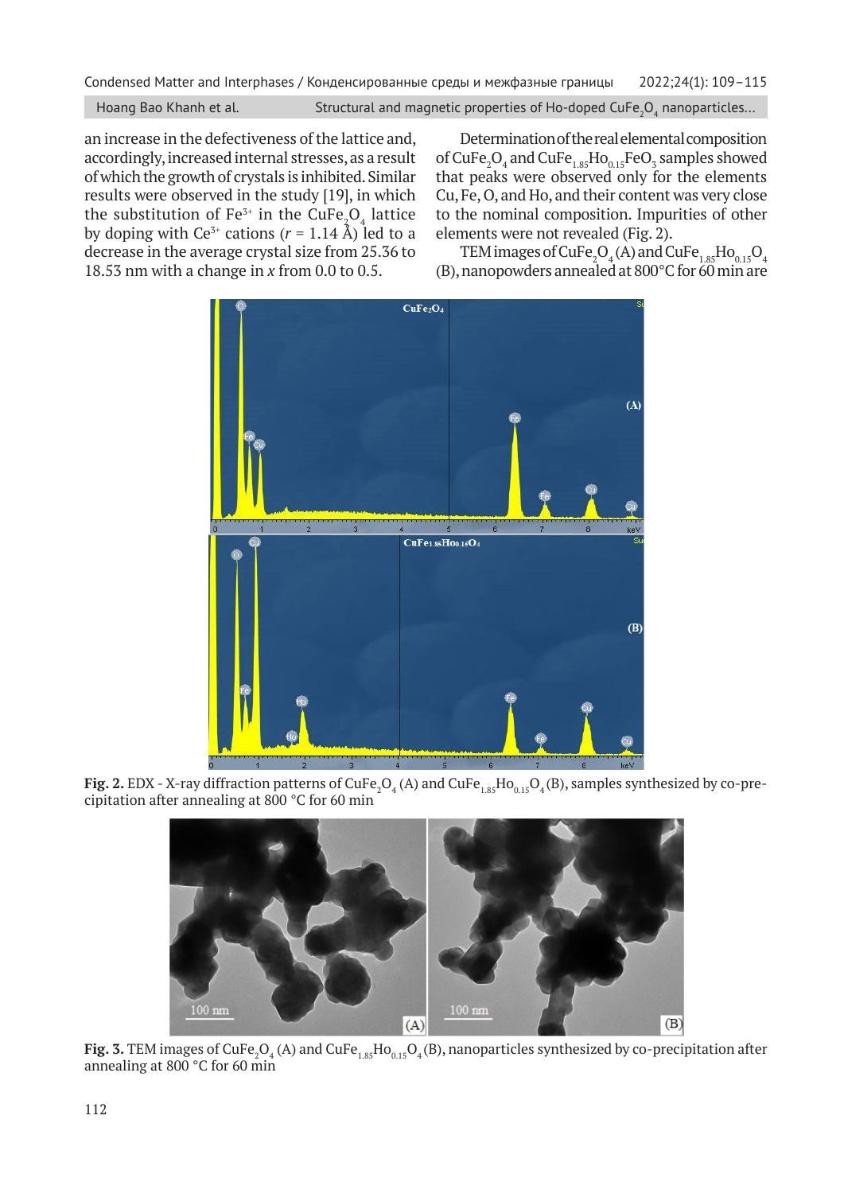an increase in the defectiveness of the lattice and, accordingly, increased internal stresses, as a result of which the growth of crystals is inhibited. Similar results were observed in the study [19], in which the substitution of $Fe^{3+}$ in the $CuFe_2O_4$ lattice by doping with $Ce^{3+}$ cations ($r$ = 1.14 Å) led to a decrease in the average crystal size from 25.36 to 18.53 nm with a change in $x$ from 0.0 to 0.5.

Determination of the real elemental composition of $CuFe_2O_4$ and $CuFe_{1.85}Ho_{0.15}FeO_3$ samples showed that peaks were observed only for the elements Cu, Fe, O, and Ho, and their content was very close to the nominal composition. Impurities of other elements were not revealed (Fig. 2).

TEM images of $CuFe_2O_4$ (A) and $CuFe_{1.85}Ho_{0.15}O_4$ (B), nanopowders annealed at 800°C for 60 min are

**Fig. 2.** EDX - X-ray diffraction patterns of $CuFe_2O_4$ (A) and $CuFe_{1.85}Ho_{0.15}O_4$ (B), samples synthesized by co-precipitation after annealing at 800 °C for 60 min

**Fig. 3.** TEM images of $CuFe_2O_4$ (A) and $CuFe_{1.85}Ho_{0.15}O_4$ (B), nanoparticles synthesized by co-precipitation after annealing at 800 °C for 60 min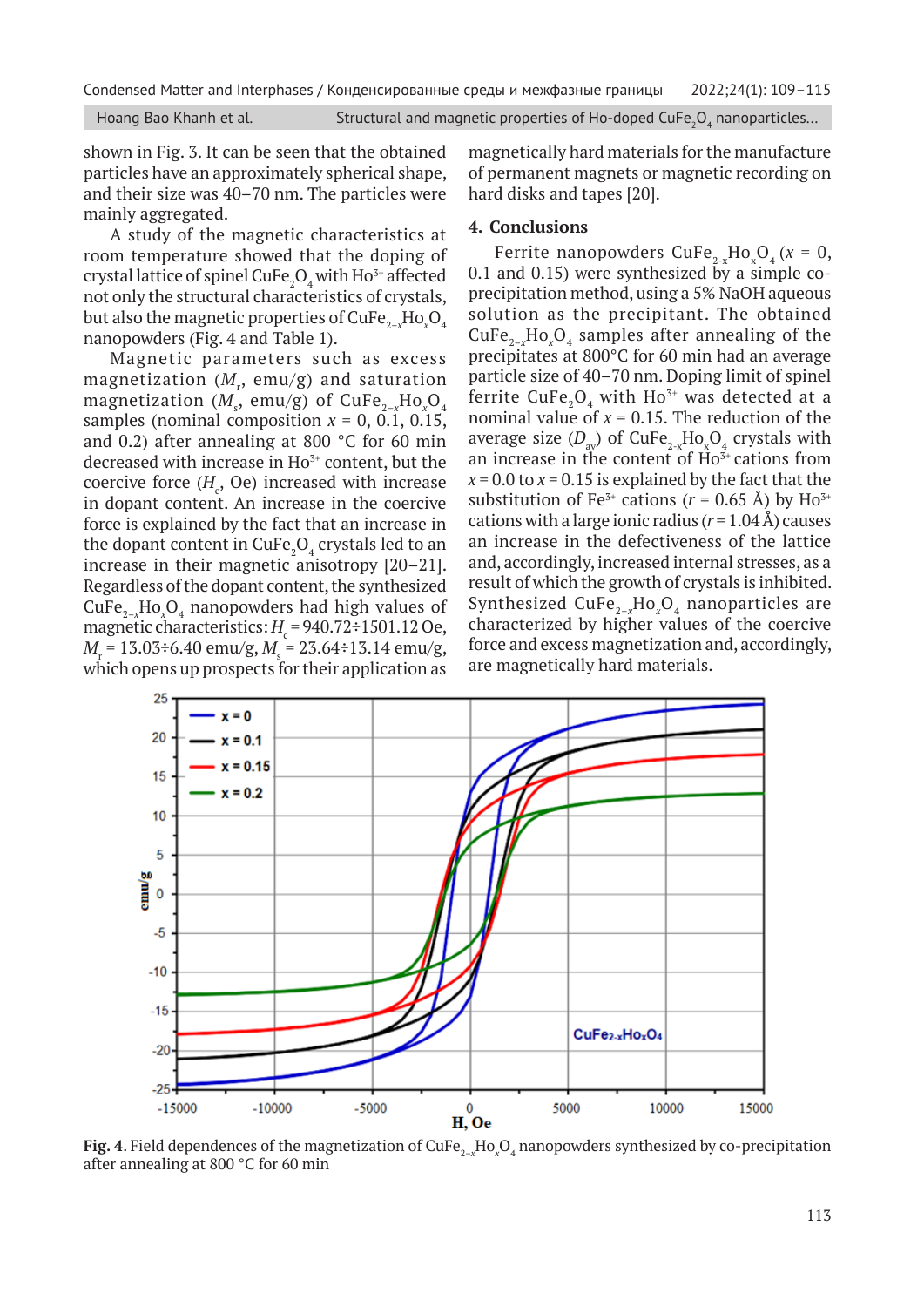shown in Fig. 3. It can be seen that the obtained particles have an approximately spherical shape, and their size was 40–70 nm. The particles were mainly aggregated.

A study of the magnetic characteristics at room temperature showed that the doping of crystal lattice of spinel $CuFe_2O_4$ with $Ho^{3+}$ affected not only the structural characteristics of crystals, but also the magnetic properties of $CuFe_{2-x}Ho_xO_4$ nanopowders (Fig. 4 and Table 1).

Magnetic parameters such as excess magnetization ($M_r$, emu/g) and saturation magnetization ($M_s$, emu/g) of $CuFe_{2-x}Ho_xO_4$ samples (nominal composition $x$ = 0, 0.1, 0.15, and 0.2) after annealing at 800 °C for 60 min decreased with increase in $Ho^{3+}$ content, but the coercive force ($H_c$, Oe) increased with increase in dopant content. An increase in the coercive force is explained by the fact that an increase in the dopant content in $CuFe_2O_4$ crystals led to an increase in their magnetic anisotropy [20–21]. Regardless of the dopant content, the synthesized $CuFe_{2-x}Ho_xO_4$ nanopowders had high values of magnetic characteristics: $H_c$ = 940.72÷1501.12 Oe, $M_r$ = 13.03÷6.40 emu/g, $M_s$ = 23.64÷13.14 emu/g, which opens up prospects for their application as magnetically hard materials for the manufacture of permanent magnets or magnetic recording on hard disks and tapes [20].

## 4. Conclusions

Ferrite nanopowders $CuFe_{2-x}Ho_xO_4$ ($x$ = 0, 0.1 and 0.15) were synthesized by a simple co-precipitation method, using a 5% NaOH aqueous solution as the precipitant. The obtained $CuFe_{2-x}Ho_xO_4$ samples after annealing of the precipitates at 800°C for 60 min had an average particle size of 40–70 nm. Doping limit of spinel ferrite $CuFe_2O_4$ with $Ho^{3+}$ was detected at a nominal value of $x$ = 0.15. The reduction of the average size ($D_{av}$) of $CuFe_{2-x}Ho_xO_4$ crystals with an increase in the content of $Ho^{3+}$ cations from $x$ = 0.0 to $x$ = 0.15 is explained by the fact that the substitution of $Fe^{3+}$ cations ($r$ = 0.65 Å) by $Ho^{3+}$ cations with a large ionic radius ($r$ = 1.04 Å) causes an increase in the defectiveness of the lattice and, accordingly, increased internal stresses, as a result of which the growth of crystals is inhibited. Synthesized $CuFe_{2-x}Ho_xO_4$ nanoparticles are characterized by higher values of the coercive force and excess magnetization and, accordingly, are magnetically hard materials.

**Fig. 4.** Field dependences of the magnetization of $CuFe_{2-x}Ho_xO_4$ nanopowders synthesized by co-precipitation after annealing at 800 °C for 60 min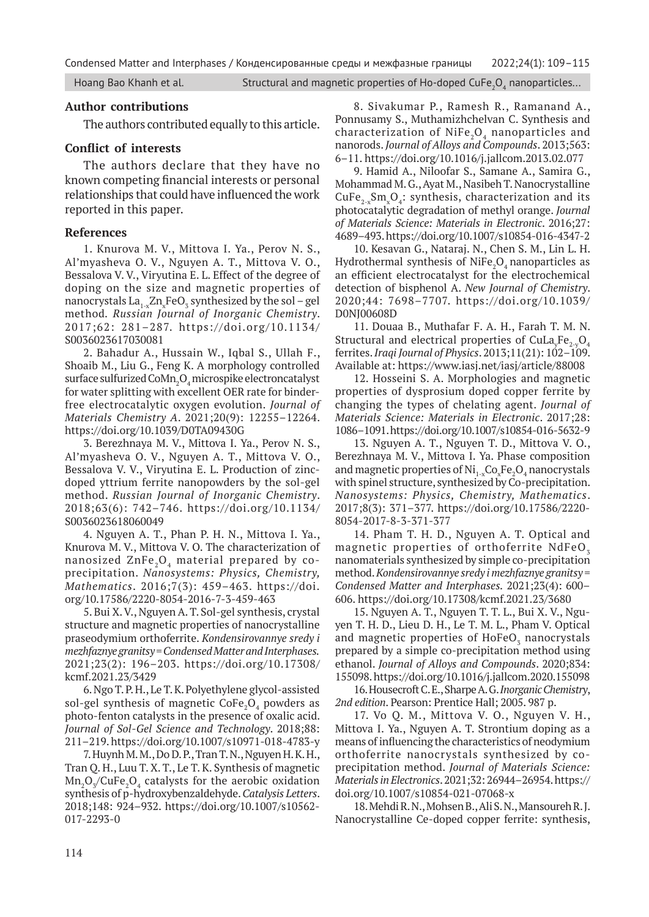## Author contributions

The authors contributed equally to this article.

## Conflict of interests

The authors declare that they have no known competing financial interests or personal relationships that could have influenced the work reported in this paper.

## References

1. Knurova M. V., Mittova I. Ya., Perov N. S., Al'myasheva O. V., Nguyen A. T., Mittova V. O., Bessalova V. V., Viryutina E. L. Effect of the degree of doping on the size and magnetic properties of nanocrystals $La_{1-x}Zn_xFeO_3$ synthesized by the sol – gel method. *Russian Journal of Inorganic Chemistry*. 2017;62: 281–287. https://doi.org/10.1134/S0036023617030081

2. Bahadur A., Hussain W., Iqbal S., Ullah F., Shoaib M., Liu G., Feng K. A morphology controlled surface sulfurized $CoMn_2O_4$ microspike electroncatalyst for water splitting with excellent OER rate for binder-free electrocatalytic oxygen evolution. *Journal of Materials Chemistry A*. 2021;20(9): 12255–12264. https://doi.org/10.1039/D0TA09430G

3. Berezhnaya M. V., Mittova I. Ya., Perov N. S., Al'myasheva O. V., Nguyen A. T., Mittova V. O., Bessalova V. V., Viryutina E. L. Production of zinc-doped yttrium ferrite nanopowders by the sol-gel method. *Russian Journal of Inorganic Chemistry*. 2018;63(6): 742–746. https://doi.org/10.1134/S0036023618060049

4. Nguyen A. T., Phan P. H. N., Mittova I. Ya., Knurova M. V., Mittova V. O. The characterization of nanosized $ZnFe_2O_4$ material prepared by co-precipitation. *Nanosystems: Physics, Chemistry, Mathematics*. 2016;7(3): 459–463. https://doi.org/10.17586/2220-8054-2016-7-3-459-463

5. Bui X. V., Nguyen A. T. Sol-gel synthesis, crystal structure and magnetic properties of nanocrystalline praseodymium orthoferrite. *Kondensirovannye sredy i mezhfaznye granitsy = Condensed Matter and Interphases*. 2021;23(2): 196–203. https://doi.org/10.17308/kcmf.2021.23/3429

6. Ngo T. P. H., Le T. K. Polyethylene glycol-assisted sol-gel synthesis of magnetic $CoFe_2O_4$ powders as photo-fenton catalysts in the presence of oxalic acid. *Journal of Sol-Gel Science and Technology*. 2018;88: 211–219. https://doi.org/10.1007/s10971-018-4783-y

7. Huynh M. M., Do D. P., Tran T. N., Nguyen H. K. H., Tran Q. H., Luu T. X. T., Le T. K. Synthesis of magnetic $Mn_2O_3$/$CuFe_2O_4$ catalysts for the aerobic oxidation synthesis of p-hydroxybenzaldehyde. *Catalysis Letters*. 2018;148: 924–932. https://doi.org/10.1007/s10562-017-2293-0

8. Sivakumar P., Ramesh R., Ramanand A., Ponnusamy S., Muthamizhchelvan C. Synthesis and characterization of $NiFe_2O_4$ nanoparticles and nanorods. *Journal of Alloys and Compounds*. 2013;563: 6–11. https://doi.org/10.1016/j.jallcom.2013.02.077

9. Hamid A., Niloofar S., Samane A., Samira G., Mohammad M. G., Ayat M., Nasibeh T. Nanocrystalline $CuFe_{2-x}Sm_xO_4$: synthesis, characterization and its photocatalytic degradation of methyl orange. *Journal of Materials Science: Materials in Electronic*. 2016;27: 4689–493. https://doi.org/10.1007/s10854-016-4347-2

10. Kesavan G., Nataraj. N., Chen S. M., Lin L. H. Hydrothermal synthesis of $NiFe_2O_4$ nanoparticles as an efficient electrocatalyst for the electrochemical detection of bisphenol A. *New Journal of Chemistry*. 2020;44: 7698–7707. https://doi.org/10.1039/D0NJ00608D

11. Douaa B., Muthafar F. A. H., Farah T. M. N. Structural and electrical properties of $CuLa_yFe_{2-y}O_4$ ferrites. *Iraqi Journal of Physics*. 2013;11(21): 102–109. Available at: https://www.iasj.net/iasj/article/88008

12. Hosseini S. A. Morphologies and magnetic properties of dysprosium doped copper ferrite by changing the types of chelating agent. *Journal of Materials Science: Materials in Electronic*. 2017;28: 1086–1091. https://doi.org/10.1007/s10854-016-5632-9

13. Nguyen A. T., Nguyen T. D., Mittova V. O., Berezhnaya M. V., Mittova I. Ya. Phase composition and magnetic properties of $Ni_{1-x}Co_xFe_2O_4$ nanocrystals with spinel structure, synthesized by Co-precipitation. *Nanosystems: Physics, Chemistry, Mathematics*. 2017;8(3): 371–377. https://doi.org/10.17586/2220-8054-2017-8-3-371-377

14. Pham T. H. D., Nguyen A. T. Optical and magnetic properties of orthoferrite $NdFeO_3$ nanomaterials synthesized by simple co-precipitation method. *Kondensirovannye sredy i mezhfaznye granitsy = Condensed Matter and Interphases*. 2021;23(4): 600–606. https://doi.org/10.17308/kcmf.2021.23/3680

15. Nguyen A. T., Nguyen T. T. L., Bui X. V., Nguyen T. H. D., Lieu D. H., Le T. M. L., Pham V. Optical and magnetic properties of $HoFeO_3$ nanocrystals prepared by a simple co-precipitation method using ethanol. *Journal of Alloys and Compounds*. 2020;834: 155098. https://doi.org/10.1016/j.jallcom.2020.155098

16. Housecroft C. E., Sharpe A. G. *Inorganic Chemistry, 2nd edition*. Pearson: Prentice Hall; 2005. 987 p.

17. Vo Q. M., Mittova V. O., Nguyen V. H., Mittova I. Ya., Nguyen A. T. Strontium doping as a means of influencing the characteristics of neodymium orthoferrite nanocrystals synthesized by co-precipitation method. *Journal of Materials Science: Materials in Electronics*. 2021;32: 26944–26954. https://doi.org/10.1007/s10854-021-07068-x

18. Mehdi R. N., Mohsen B., Ali S. N., Mansoureh R. J. Nanocrystalline Ce-doped copper ferrite: synthesis,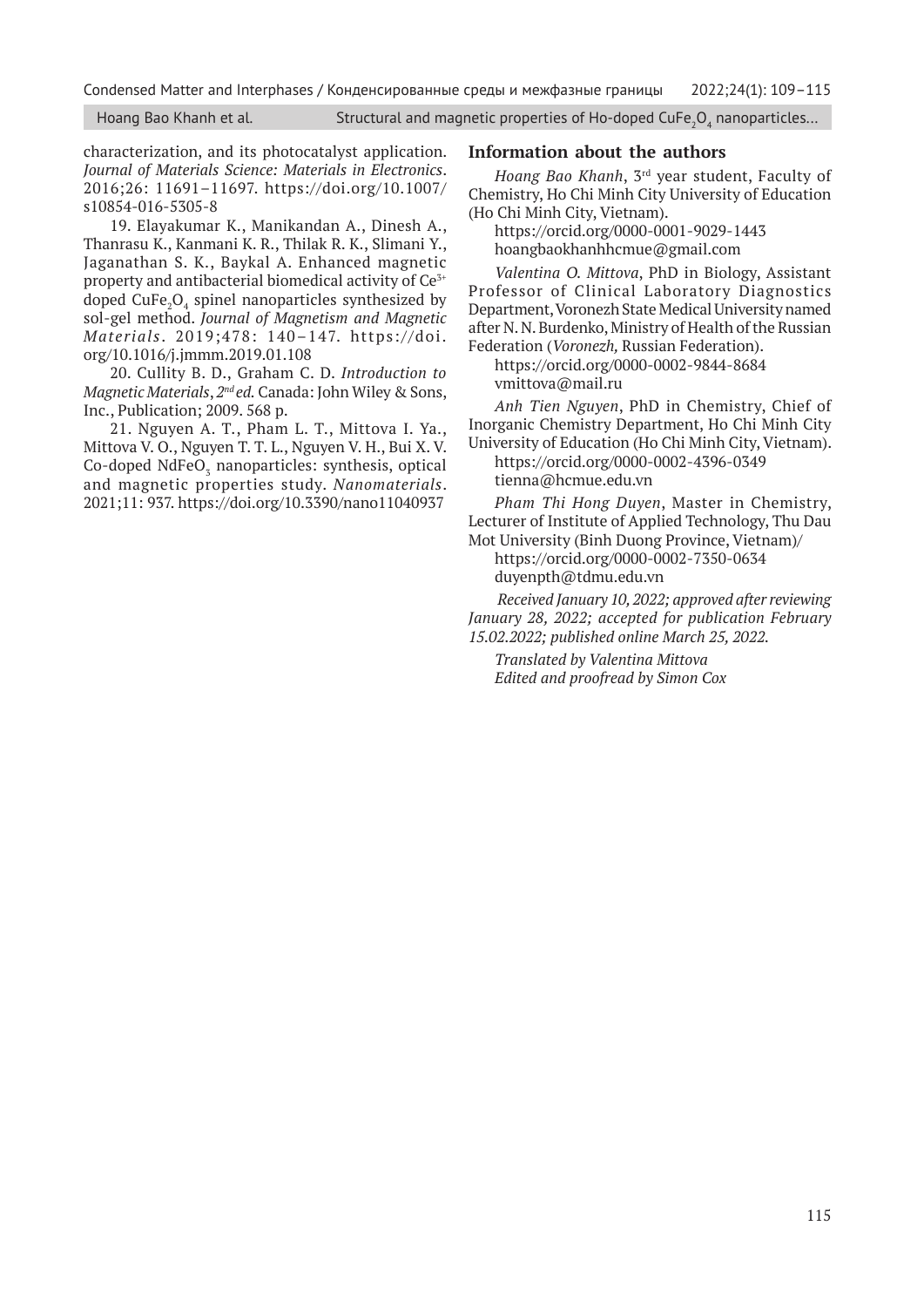characterization, and its photocatalyst application. *Journal of Materials Science: Materials in Electronics*. 2016;26: 11691–11697. https://doi.org/10.1007/s10854-016-5305-8

19. Elayakumar K., Manikandan A., Dinesh A., Thanrasu K., Kanmani K. R., Thilak R. K., Slimani Y., Jaganathan S. K., Baykal A. Enhanced magnetic property and antibacterial biomedical activity of $Ce^{3+}$ doped $CuFe_2O_4$ spinel nanoparticles synthesized by sol-gel method. *Journal of Magnetism and Magnetic Materials*. 2019;478: 140–147. https://doi.org/10.1016/j.jmmm.2019.01.108

20. Cullity B. D., Graham C. D. *Introduction to Magnetic Materials*, *2nd ed*. Canada: John Wiley & Sons, Inc., Publication; 2009. 568 p.

21. Nguyen A. T., Pham L. T., Mittova I. Ya., Mittova V. O., Nguyen T. T. L., Nguyen V. H., Bui X. V. Co-doped $NdFeO_3$ nanoparticles: synthesis, optical and magnetic properties study. *Nanomaterials*. 2021;11: 937. https://doi.org/10.3390/nano11040937

## Information about the authors

*Hoang Bao Khanh*, 3rd year student, Faculty of Chemistry, Ho Chi Minh City University of Education (Ho Chi Minh City, Vietnam).

https://orcid.org/0000-0001-9029-1443
hoangbaokhanhhcmue@gmail.com

*Valentina O. Mittova*, PhD in Biology, Assistant Professor of Clinical Laboratory Diagnostics Department, Voronezh State Medical University named after N. N. Burdenko, Ministry of Health of the Russian Federation (*Voronezh,* Russian Federation).

https://orcid.org/0000-0002-9844-8684
vmittova@mail.ru

*Anh Tien Nguyen*, PhD in Chemistry, Chief of Inorganic Chemistry Department, Ho Chi Minh City University of Education (Ho Chi Minh City, Vietnam).

https://orcid.org/0000-0002-4396-0349
tienna@hcmue.edu.vn

*Pham Thi Hong Duyen*, Master in Chemistry, Lecturer of Institute of Applied Technology, Thu Dau Mot University (Binh Duong Province, Vietnam)/

https://orcid.org/0000-0002-7350-0634
duyenpth@tdmu.edu.vn

*Received January 10, 2022; approved after reviewing January 28, 2022; accepted for publication February 15.02.2022; published online March 25, 2022.*

*Translated by Valentina Mittova*
*Edited and proofread by Simon Cox*